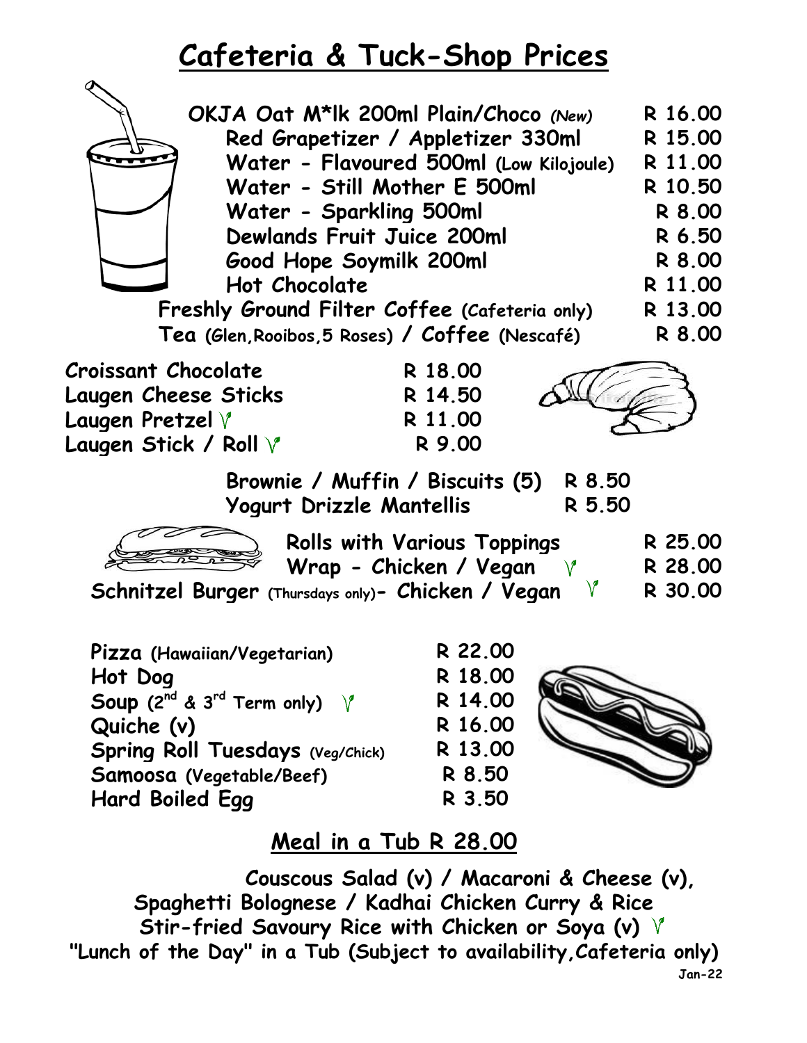# Cafeteria & Tuck-Shop Prices

| Item | Price |
|---|---|
| OKJA Oat M*lk 200ml Plain/Choco *(New)* | R 16.00 |
| Red Grapetizer / Appletizer 330ml | R 15.00 |
| Water - Flavoured 500ml (Low Kilojoule) | R 11.00 |
| Water - Still Mother E 500ml | R 10.50 |
| Water - Sparkling 500ml | R 8.00 |
| Dewlands Fruit Juice 200ml | R 6.50 |
| Good Hope Soymilk 200ml | R 8.00 |
| Hot Chocolate | R 11.00 |
| Freshly Ground Filter Coffee (Cafeteria only) | R 13.00 |
| Tea (Glen, Rooibos, 5 Roses) / Coffee (Nescafé) | R 8.00 |

| Item | Price |
|---|---|
| Croissant Chocolate | R 18.00 |
| Laugen Cheese Sticks | R 14.50 |
| Laugen Pretzel V | R 11.00 |
| Laugen Stick / Roll V | R 9.00 |

| Item | Price |
|---|---|
| Brownie / Muffin / Biscuits (5) | R 8.50 |
| Yogurt Drizzle Mantellis | R 5.50 |

| Item | Price |
|---|---|
| Rolls with Various Toppings | R 25.00 |
| Wrap - Chicken / Vegan V | R 28.00 |
| Schnitzel Burger (Thursdays only) - Chicken / Vegan V | R 30.00 |

| Item | Price |
|---|---|
| Pizza (Hawaiian/Vegetarian) | R 22.00 |
| Hot Dog | R 18.00 |
| Soup (2nd & 3rd Term only) V | R 14.00 |
| Quiche (v) | R 16.00 |
| Spring Roll Tuesdays (Veg/Chick) | R 13.00 |
| Samoosa (Vegetable/Beef) | R 8.50 |
| Hard Boiled Egg | R 3.50 |

## Meal in a Tub R 28.00

Couscous Salad (v) / Macaroni & Cheese (v),
Spaghetti Bolognese / Kadhai Chicken Curry & Rice
Stir-fried Savoury Rice with Chicken or Soya (v) V
"Lunch of the Day" in a Tub (Subject to availability, Cafeteria only)

Jan-22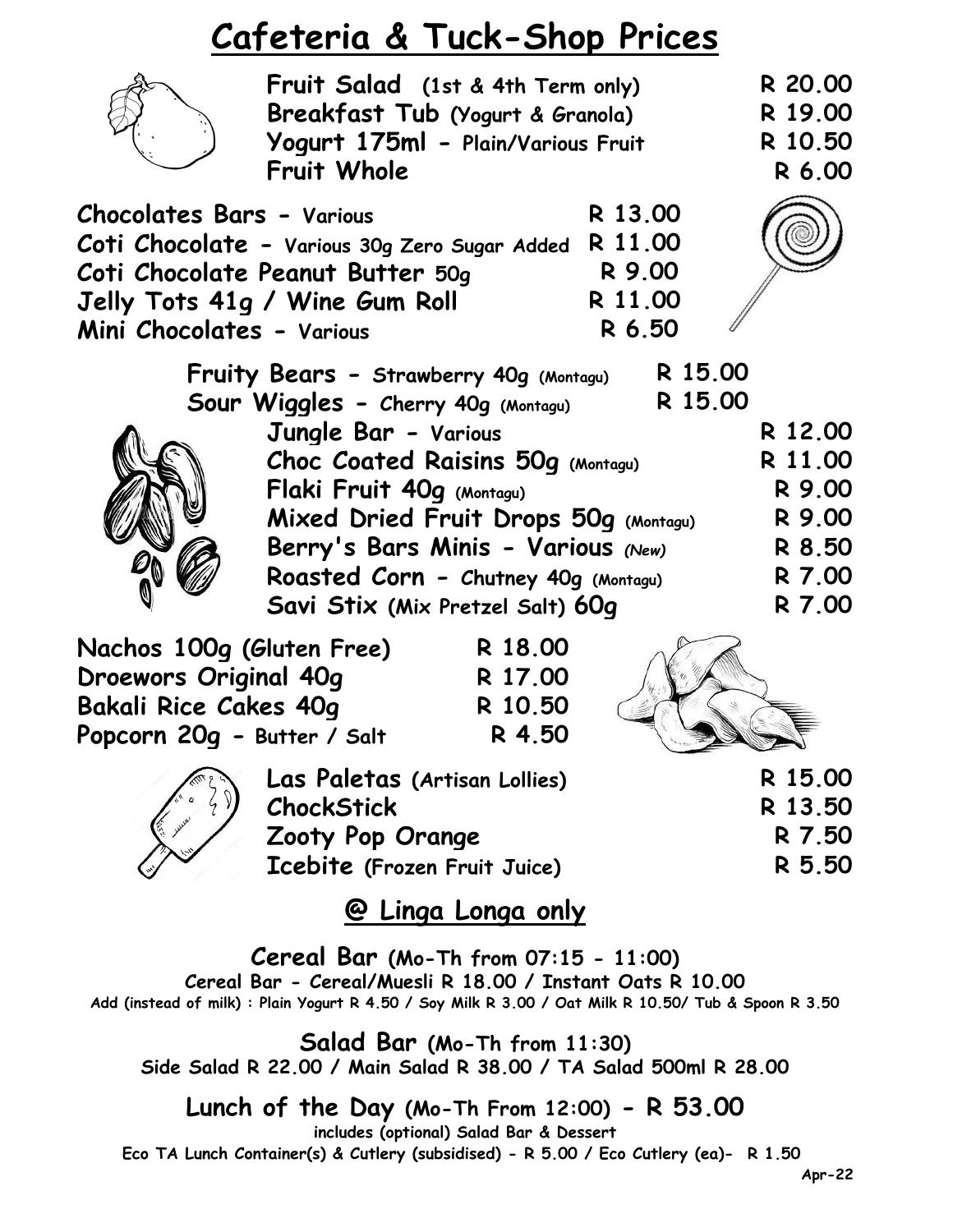# Cafeteria & Tuck-Shop Prices

| | |
|---|---|
| Fruit Salad (1st & 4th Term only) | R 20.00 |
| Breakfast Tub (Yogurt & Granola) | R 19.00 |
| Yogurt 175ml - Plain/Various Fruit | R 10.50 |
| Fruit Whole | R 6.00 |

| | |
|---|---|
| Chocolates Bars - Various | R 13.00 |
| Coti Chocolate - Various 30g Zero Sugar Added | R 11.00 |
| Coti Chocolate Peanut Butter 50g | R 9.00 |
| Jelly Tots 41g / Wine Gum Roll | R 11.00 |
| Mini Chocolates - Various | R 6.50 |

| | |
|---|---|
| Fruity Bears - Strawberry 40g (Montagu) | R 15.00 |
| Sour Wiggles - Cherry 40g (Montagu) | R 15.00 |
| Jungle Bar - Various | R 12.00 |
| Choc Coated Raisins 50g (Montagu) | R 11.00 |
| Flaki Fruit 40g (Montagu) | R 9.00 |
| Mixed Dried Fruit Drops 50g (Montagu) | R 9.00 |
| Berry's Bars Minis - Various *(New)* | R 8.50 |
| Roasted Corn - Chutney 40g (Montagu) | R 7.00 |
| Savi Stix (Mix Pretzel Salt) 60g | R 7.00 |

| | |
|---|---|
| Nachos 100g (Gluten Free) | R 18.00 |
| Droewors Original 40g | R 17.00 |
| Bakali Rice Cakes 40g | R 10.50 |
| Popcorn 20g - Butter / Salt | R 4.50 |

| | |
|---|---|
| Las Paletas (Artisan Lollies) | R 15.00 |
| ChockStick | R 13.50 |
| Zooty Pop Orange | R 7.50 |
| Icebite (Frozen Fruit Juice) | R 5.50 |

## @ Linga Longa only

**Cereal Bar (Mo-Th from 07:15 - 11:00)**

Cereal Bar - Cereal/Muesli R 18.00 / Instant Oats R 10.00

Add (instead of milk) : Plain Yogurt R 4.50 / Soy Milk R 3.00 / Oat Milk R 10.50/ Tub & Spoon R 3.50

**Salad Bar (Mo-Th from 11:30)**

Side Salad R 22.00 / Main Salad R 38.00 / TA Salad 500ml R 28.00

**Lunch of the Day (Mo-Th From 12:00) - R 53.00**

includes (optional) Salad Bar & Dessert

Eco TA Lunch Container(s) & Cutlery (subsidised) - R 5.00 / Eco Cutlery (ea)- R 1.50

Apr-22